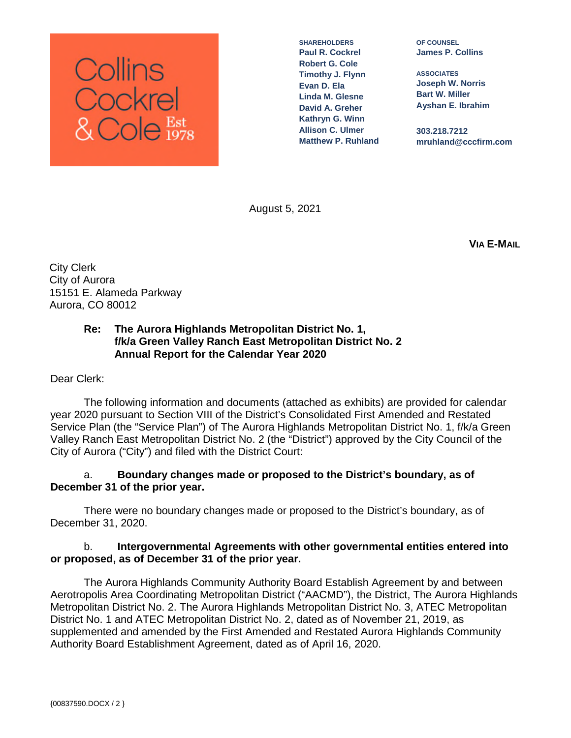Collins Cockrel & Cole Est 1978

**SHAREHOLDERS**
Paul R. Cockrel
Robert G. Cole
Timothy J. Flynn
Evan D. Ela
Linda M. Glesne
David A. Greher
Kathryn G. Winn
Allison C. Ulmer
Matthew P. Ruhland

**OF COUNSEL**
James P. Collins

**ASSOCIATES**
Joseph W. Norris
Bart W. Miller
Ayshan E. Ibrahim

303.218.7212
mruhland@cccfirm.com

August 5, 2021

**VIA E-MAIL**

City Clerk
City of Aurora
15151 E. Alameda Parkway
Aurora, CO 80012

**Re: The Aurora Highlands Metropolitan District No. 1, f/k/a Green Valley Ranch East Metropolitan District No. 2 Annual Report for the Calendar Year 2020**

Dear Clerk:

The following information and documents (attached as exhibits) are provided for calendar year 2020 pursuant to Section VIII of the District's Consolidated First Amended and Restated Service Plan (the "Service Plan") of The Aurora Highlands Metropolitan District No. 1, f/k/a Green Valley Ranch East Metropolitan District No. 2 (the "District") approved by the City Council of the City of Aurora ("City") and filed with the District Court:

a. **Boundary changes made or proposed to the District's boundary, as of December 31 of the prior year.**

There were no boundary changes made or proposed to the District's boundary, as of December 31, 2020.

b. **Intergovernmental Agreements with other governmental entities entered into or proposed, as of December 31 of the prior year.**

The Aurora Highlands Community Authority Board Establish Agreement by and between Aerotropolis Area Coordinating Metropolitan District ("AACMD"), the District, The Aurora Highlands Metropolitan District No. 2. The Aurora Highlands Metropolitan District No. 3, ATEC Metropolitan District No. 1 and ATEC Metropolitan District No. 2, dated as of November 21, 2019, as supplemented and amended by the First Amended and Restated Aurora Highlands Community Authority Board Establishment Agreement, dated as of April 16, 2020.

{00837590.DOCX / 2 }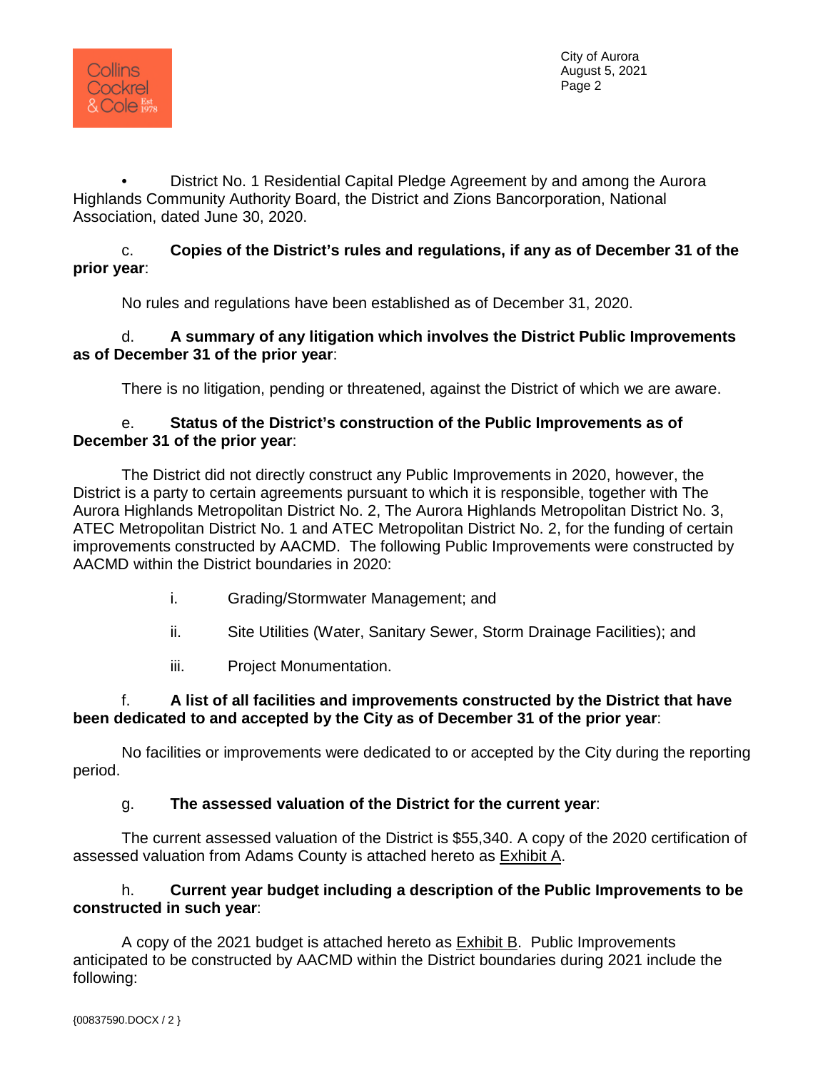- District No. 1 Residential Capital Pledge Agreement by and among the Aurora Highlands Community Authority Board, the District and Zions Bancorporation, National Association, dated June 30, 2020.

c. **Copies of the District's rules and regulations, if any as of December 31 of the prior year**:

No rules and regulations have been established as of December 31, 2020.

d. **A summary of any litigation which involves the District Public Improvements as of December 31 of the prior year**:

There is no litigation, pending or threatened, against the District of which we are aware.

e. **Status of the District's construction of the Public Improvements as of December 31 of the prior year**:

The District did not directly construct any Public Improvements in 2020, however, the District is a party to certain agreements pursuant to which it is responsible, together with The Aurora Highlands Metropolitan District No. 2, The Aurora Highlands Metropolitan District No. 3, ATEC Metropolitan District No. 1 and ATEC Metropolitan District No. 2, for the funding of certain improvements constructed by AACMD. The following Public Improvements were constructed by AACMD within the District boundaries in 2020:

i. Grading/Stormwater Management; and

ii. Site Utilities (Water, Sanitary Sewer, Storm Drainage Facilities); and

iii. Project Monumentation.

f. **A list of all facilities and improvements constructed by the District that have been dedicated to and accepted by the City as of December 31 of the prior year**:

No facilities or improvements were dedicated to or accepted by the City during the reporting period.

g. **The assessed valuation of the District for the current year**:

The current assessed valuation of the District is $55,340. A copy of the 2020 certification of assessed valuation from Adams County is attached hereto as Exhibit A.

h. **Current year budget including a description of the Public Improvements to be constructed in such year**:

A copy of the 2021 budget is attached hereto as Exhibit B. Public Improvements anticipated to be constructed by AACMD within the District boundaries during 2021 include the following: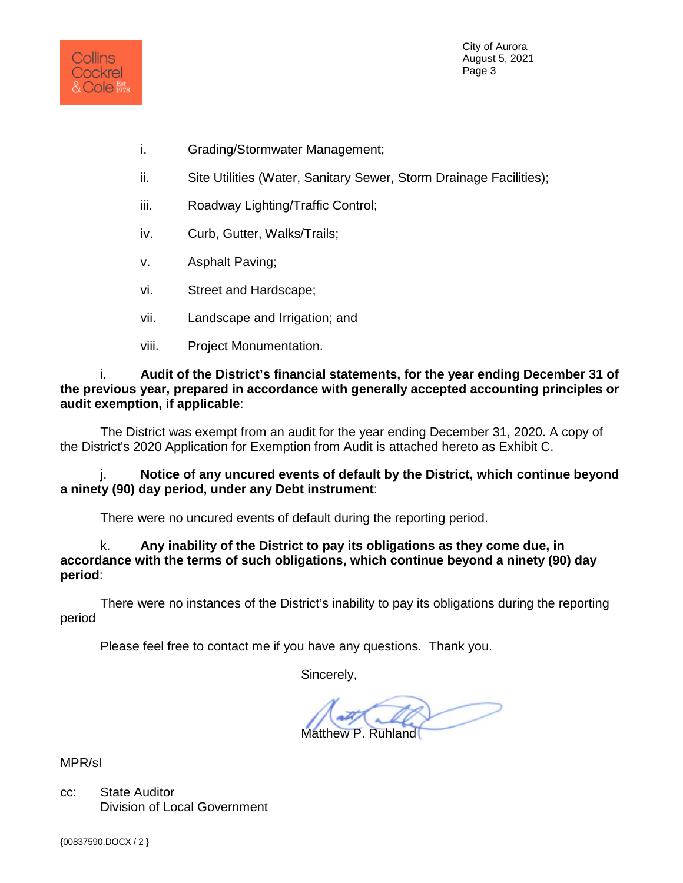i. Grading/Stormwater Management;

ii. Site Utilities (Water, Sanitary Sewer, Storm Drainage Facilities);

iii. Roadway Lighting/Traffic Control;

iv. Curb, Gutter, Walks/Trails;

v. Asphalt Paving;

vi. Street and Hardscape;

vii. Landscape and Irrigation; and

viii. Project Monumentation.

i. **Audit of the District's financial statements, for the year ending December 31 of the previous year, prepared in accordance with generally accepted accounting principles or audit exemption, if applicable**:

The District was exempt from an audit for the year ending December 31, 2020. A copy of the District's 2020 Application for Exemption from Audit is attached hereto as Exhibit C.

j. **Notice of any uncured events of default by the District, which continue beyond a ninety (90) day period, under any Debt instrument**:

There were no uncured events of default during the reporting period.

k. **Any inability of the District to pay its obligations as they come due, in accordance with the terms of such obligations, which continue beyond a ninety (90) day period**:

There were no instances of the District's inability to pay its obligations during the reporting period

Please feel free to contact me if you have any questions. Thank you.

Sincerely,

Matthew P. Ruhland

MPR/sl

cc: State Auditor
Division of Local Government

{00837590.DOCX / 2 }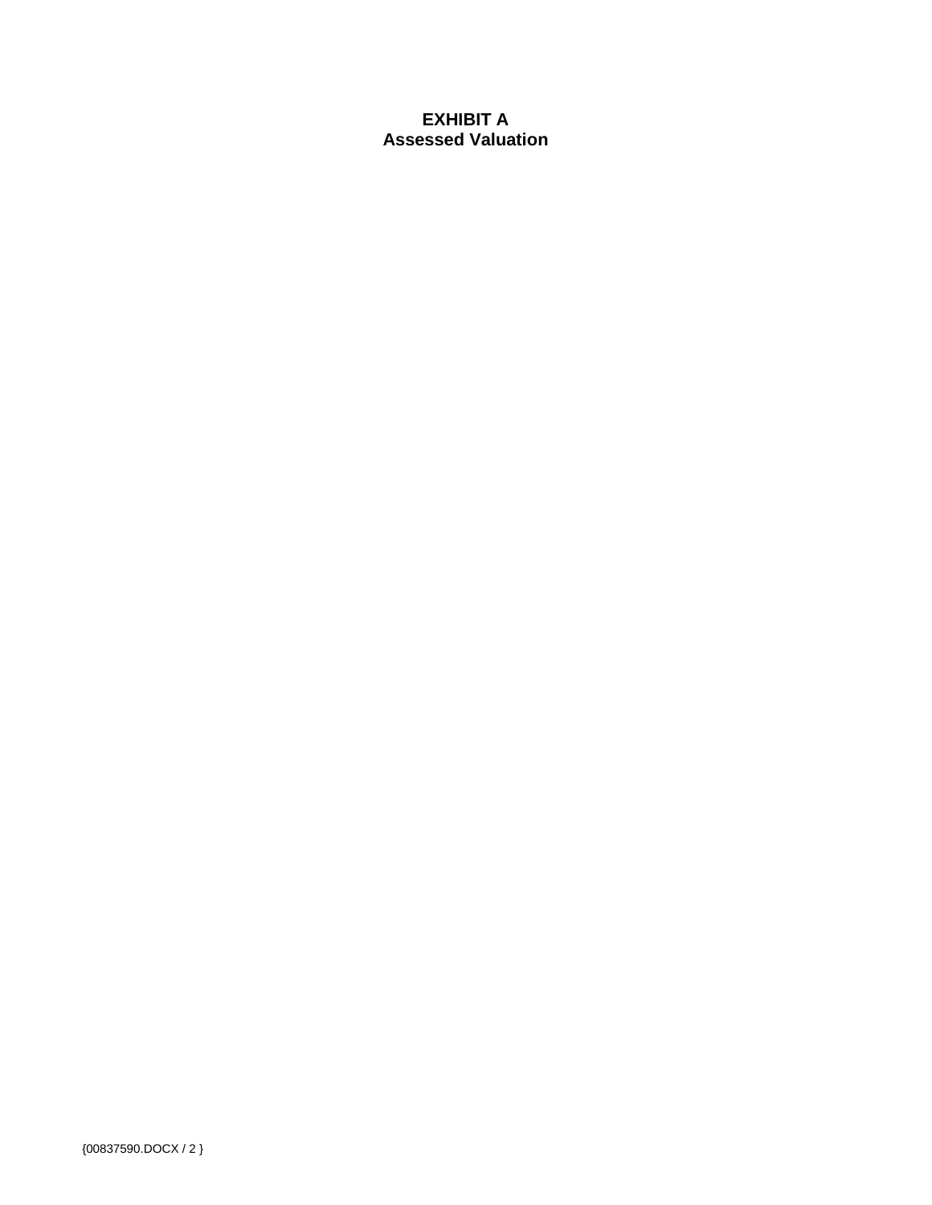**EXHIBIT A**
**Assessed Valuation**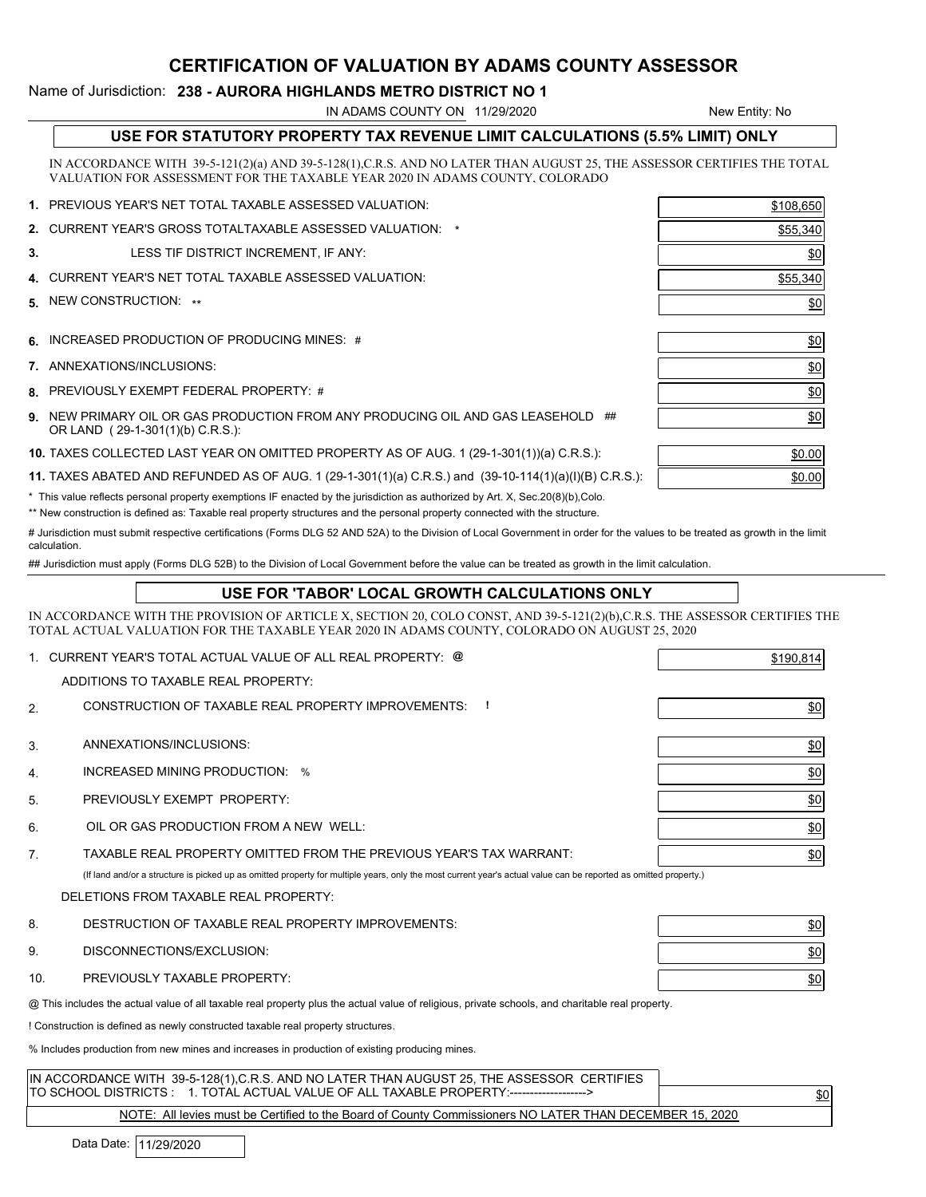# CERTIFICATION OF VALUATION BY ADAMS COUNTY ASSESSOR

Name of Jurisdiction: **238 - AURORA HIGHLANDS METRO DISTRICT NO 1**

IN ADAMS COUNTY ON 11/29/2020 — New Entity: No

## USE FOR STATUTORY PROPERTY TAX REVENUE LIMIT CALCULATIONS (5.5% LIMIT) ONLY

IN ACCORDANCE WITH 39-5-121(2)(a) AND 39-5-128(1),C.R.S. AND NO LATER THAN AUGUST 25, THE ASSESSOR CERTIFIES THE TOTAL VALUATION FOR ASSESSMENT FOR THE TAXABLE YEAR 2020 IN ADAMS COUNTY, COLORADO

| | | |
|---|---|---|
| **1.** | PREVIOUS YEAR'S NET TOTAL TAXABLE ASSESSED VALUATION: | $108,650 |
| **2.** | CURRENT YEAR'S GROSS TOTALTAXABLE ASSESSED VALUATION: * | $55,340 |
| **3.** | LESS TIF DISTRICT INCREMENT, IF ANY: | $0 |
| **4.** | CURRENT YEAR'S NET TOTAL TAXABLE ASSESSED VALUATION: | $55,340 |
| **5.** | NEW CONSTRUCTION: ** | $0 |
| **6.** | INCREASED PRODUCTION OF PRODUCING MINES: # | $0 |
| **7.** | ANNEXATIONS/INCLUSIONS: | $0 |
| **8.** | PREVIOUSLY EXEMPT FEDERAL PROPERTY: # | $0 |
| **9.** | NEW PRIMARY OIL OR GAS PRODUCTION FROM ANY PRODUCING OIL AND GAS LEASEHOLD ## OR LAND ( 29-1-301(1)(b) C.R.S.): | $0 |
| **10.** | TAXES COLLECTED LAST YEAR ON OMITTED PROPERTY AS OF AUG. 1 (29-1-301(1))(a) C.R.S.): | $0.00 |
| **11.** | TAXES ABATED AND REFUNDED AS OF AUG. 1 (29-1-301(1)(a) C.R.S.) and (39-10-114(1)(a)(I)(B) C.R.S.): | $0.00 |

\* This value reflects personal property exemptions IF enacted by the jurisdiction as authorized by Art. X, Sec.20(8)(b),Colo.

\*\* New construction is defined as: Taxable real property structures and the personal property connected with the structure.

\# Jurisdiction must submit respective certifications (Forms DLG 52 AND 52A) to the Division of Local Government in order for the values to be treated as growth in the limit calculation.

\#\# Jurisdiction must apply (Forms DLG 52B) to the Division of Local Government before the value can be treated as growth in the limit calculation.

## USE FOR 'TABOR' LOCAL GROWTH CALCULATIONS ONLY

IN ACCORDANCE WITH THE PROVISION OF ARTICLE X, SECTION 20, COLO CONST, AND 39-5-121(2)(b),C.R.S. THE ASSESSOR CERTIFIES THE TOTAL ACTUAL VALUATION FOR THE TAXABLE YEAR 2020 IN ADAMS COUNTY, COLORADO ON AUGUST 25, 2020

| | | |
|---|---|---|
| 1. | CURRENT YEAR'S TOTAL ACTUAL VALUE OF ALL REAL PROPERTY: @ | $190,814 |
| | ADDITIONS TO TAXABLE REAL PROPERTY: | |
| 2. | CONSTRUCTION OF TAXABLE REAL PROPERTY IMPROVEMENTS: ! | $0 |
| 3. | ANNEXATIONS/INCLUSIONS: | $0 |
| 4. | INCREASED MINING PRODUCTION: % | $0 |
| 5. | PREVIOUSLY EXEMPT PROPERTY: | $0 |
| 6. | OIL OR GAS PRODUCTION FROM A NEW WELL: | $0 |
| 7. | TAXABLE REAL PROPERTY OMITTED FROM THE PREVIOUS YEAR'S TAX WARRANT: | $0 |

(If land and/or a structure is picked up as omitted property for multiple years, only the most current year's actual value can be reported as omitted property.)

| | | |
|---|---|---|
| | DELETIONS FROM TAXABLE REAL PROPERTY: | |
| 8. | DESTRUCTION OF TAXABLE REAL PROPERTY IMPROVEMENTS: | $0 |
| 9. | DISCONNECTIONS/EXCLUSION: | $0 |
| 10. | PREVIOUSLY TAXABLE PROPERTY: | $0 |

@ This includes the actual value of all taxable real property plus the actual value of religious, private schools, and charitable real property.

! Construction is defined as newly constructed taxable real property structures.

% Includes production from new mines and increases in production of existing producing mines.

| | |
|---|---|
| IN ACCORDANCE WITH 39-5-128(1),C.R.S. AND NO LATER THAN AUGUST 25, THE ASSESSOR CERTIFIES TO SCHOOL DISTRICTS : 1. TOTAL ACTUAL VALUE OF ALL TAXABLE PROPERTY:-------------------> | $0 |

NOTE: All levies must be Certified to the Board of County Commissioners NO LATER THAN DECEMBER 15, 2020

Data Date: 11/29/2020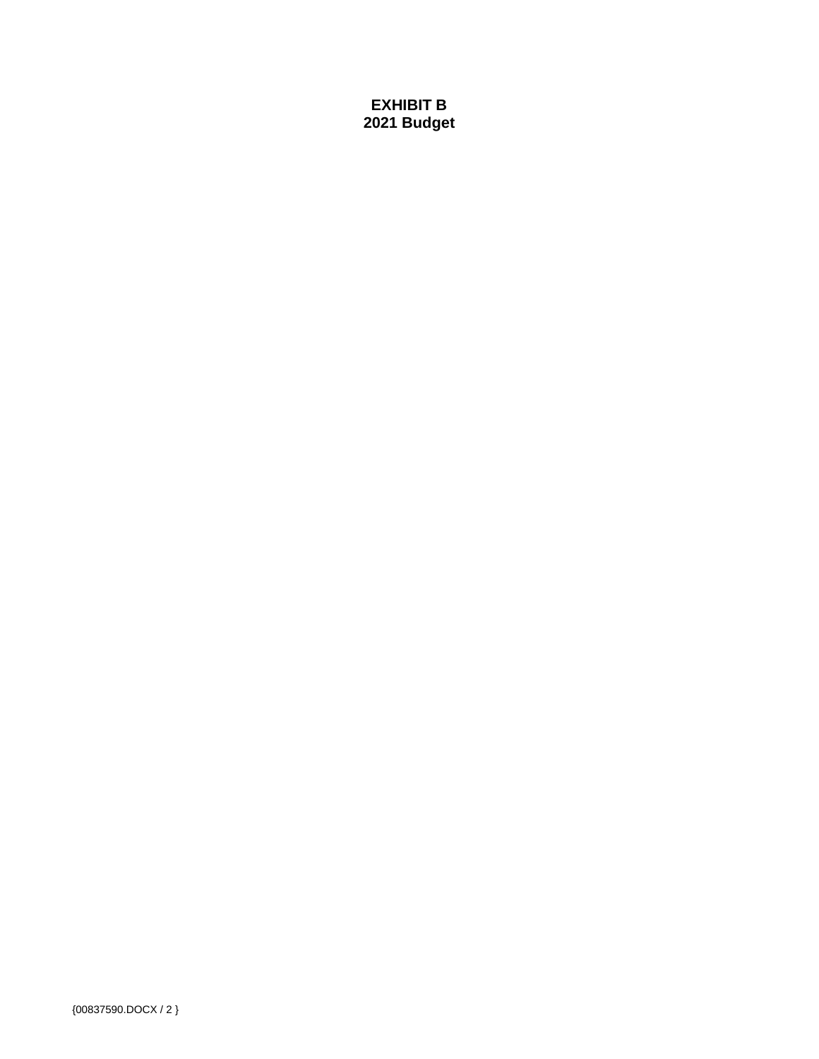# EXHIBIT B
## 2021 Budget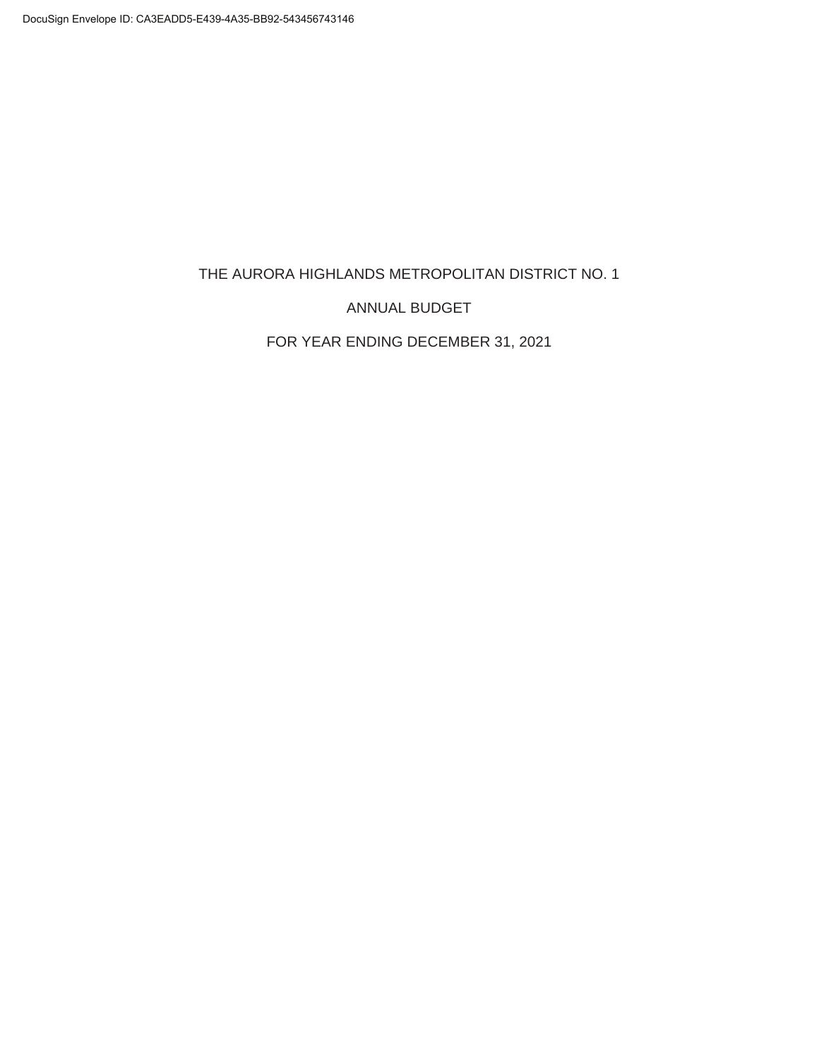DocuSign Envelope ID: CA3EADD5-E439-4A35-BB92-543456743146

# THE AURORA HIGHLANDS METROPOLITAN DISTRICT NO. 1

## ANNUAL BUDGET

## FOR YEAR ENDING DECEMBER 31, 2021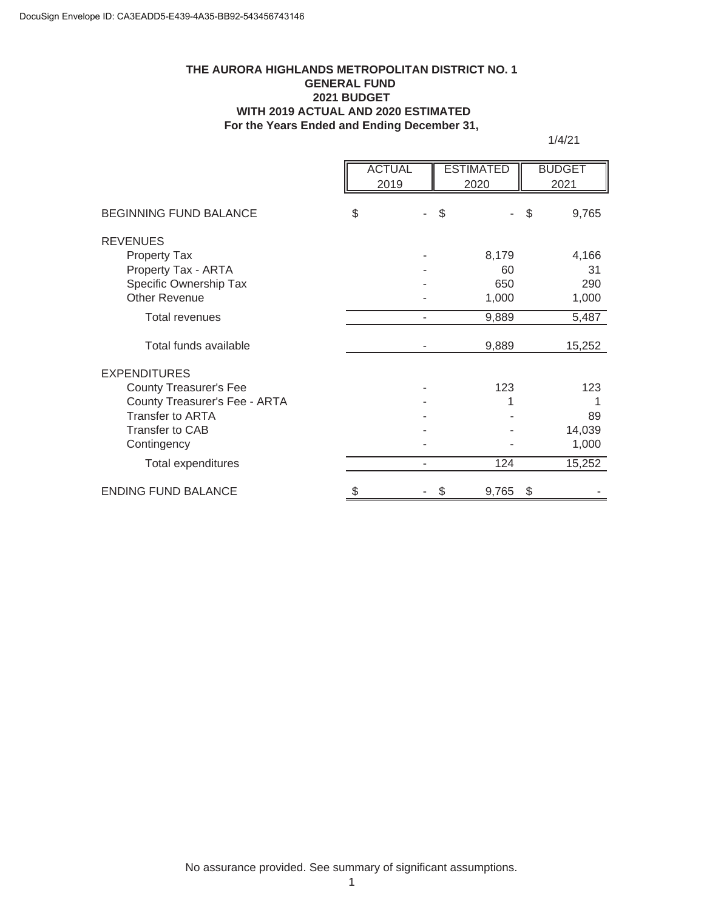DocuSign Envelope ID: CA3EADD5-E439-4A35-BB92-543456743146

**THE AURORA HIGHLANDS METROPOLITAN DISTRICT NO. 1**
**GENERAL FUND**
**2021 BUDGET**
**WITH 2019 ACTUAL AND 2020 ESTIMATED**
**For the Years Ended and Ending December 31,**

1/4/21

| | ACTUAL 2019 | ESTIMATED 2020 | BUDGET 2021 |
|---|---|---|---|
| BEGINNING FUND BALANCE | $ - | $ - | $ 9,765 |
| REVENUES | | | |
| Property Tax | - | 8,179 | 4,166 |
| Property Tax - ARTA | - | 60 | 31 |
| Specific Ownership Tax | - | 650 | 290 |
| Other Revenue | - | 1,000 | 1,000 |
| Total revenues | - | 9,889 | 5,487 |
| Total funds available | - | 9,889 | 15,252 |
| EXPENDITURES | | | |
| County Treasurer's Fee | - | 123 | 123 |
| County Treasurer's Fee - ARTA | - | 1 | 1 |
| Transfer to ARTA | - | - | 89 |
| Transfer to CAB | - | - | 14,039 |
| Contingency | - | - | 1,000 |
| Total expenditures | - | 124 | 15,252 |
| ENDING FUND BALANCE | $ - | $ 9,765 | $ - |

No assurance provided. See summary of significant assumptions.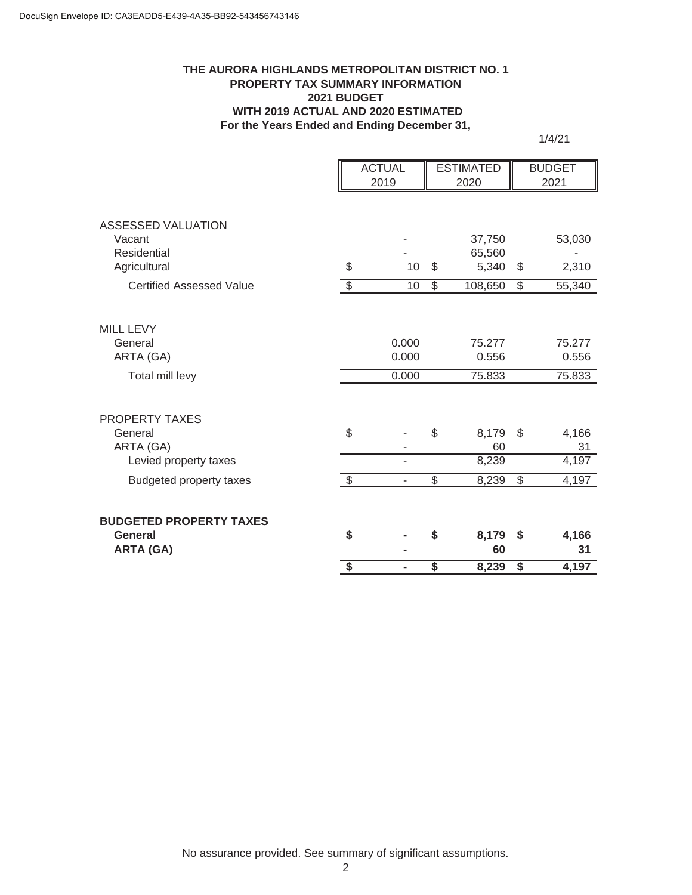DocuSign Envelope ID: CA3EADD5-E439-4A35-BB92-543456743146

# THE AURORA HIGHLANDS METROPOLITAN DISTRICT NO. 1
## PROPERTY TAX SUMMARY INFORMATION
## 2021 BUDGET
## WITH 2019 ACTUAL AND 2020 ESTIMATED
## For the Years Ended and Ending December 31,

1/4/21

| | ACTUAL 2019 | ESTIMATED 2020 | BUDGET 2021 |
|---|---|---|---|
| ASSESSED VALUATION | | | |
| Vacant | - | 37,750 | 53,030 |
| Residential | - | 65,560 | - |
| Agricultural | $ 10 | $ 5,340 | $ 2,310 |
| Certified Assessed Value | $ 10 | $ 108,650 | $ 55,340 |
| MILL LEVY | | | |
| General | 0.000 | 75.277 | 75.277 |
| ARTA (GA) | 0.000 | 0.556 | 0.556 |
| Total mill levy | 0.000 | 75.833 | 75.833 |
| PROPERTY TAXES | | | |
| General | $ - | $ 8,179 | $ 4,166 |
| ARTA (GA) | - | 60 | 31 |
| Levied property taxes | - | 8,239 | 4,197 |
| Budgeted property taxes | $ - | $ 8,239 | $ 4,197 |
| **BUDGETED PROPERTY TAXES** | | | |
| **General** | **$ -** | **$ 8,179** | **$ 4,166** |
| **ARTA (GA)** | **-** | **60** | **31** |
| | **$ -** | **$ 8,239** | **$ 4,197** |

No assurance provided. See summary of significant assumptions.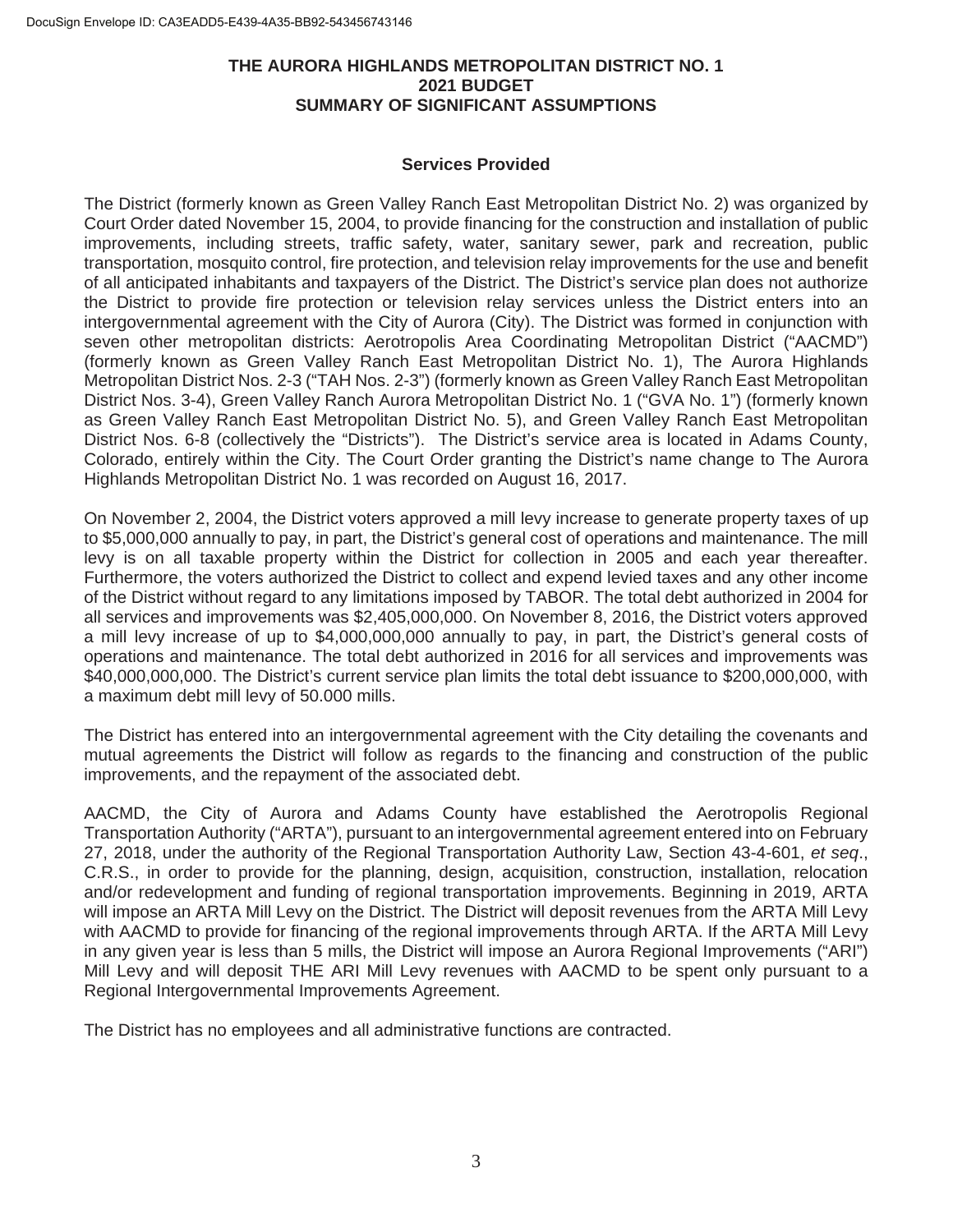# THE AURORA HIGHLANDS METROPOLITAN DISTRICT NO. 1
## 2021 BUDGET
## SUMMARY OF SIGNIFICANT ASSUMPTIONS

### Services Provided

The District (formerly known as Green Valley Ranch East Metropolitan District No. 2) was organized by Court Order dated November 15, 2004, to provide financing for the construction and installation of public improvements, including streets, traffic safety, water, sanitary sewer, park and recreation, public transportation, mosquito control, fire protection, and television relay improvements for the use and benefit of all anticipated inhabitants and taxpayers of the District. The District's service plan does not authorize the District to provide fire protection or television relay services unless the District enters into an intergovernmental agreement with the City of Aurora (City). The District was formed in conjunction with seven other metropolitan districts: Aerotropolis Area Coordinating Metropolitan District ("AACMD") (formerly known as Green Valley Ranch East Metropolitan District No. 1), The Aurora Highlands Metropolitan District Nos. 2-3 ("TAH Nos. 2-3") (formerly known as Green Valley Ranch East Metropolitan District Nos. 3-4), Green Valley Ranch Aurora Metropolitan District No. 1 ("GVA No. 1") (formerly known as Green Valley Ranch East Metropolitan District No. 5), and Green Valley Ranch East Metropolitan District Nos. 6-8 (collectively the "Districts"). The District's service area is located in Adams County, Colorado, entirely within the City. The Court Order granting the District's name change to The Aurora Highlands Metropolitan District No. 1 was recorded on August 16, 2017.

On November 2, 2004, the District voters approved a mill levy increase to generate property taxes of up to $5,000,000 annually to pay, in part, the District's general cost of operations and maintenance. The mill levy is on all taxable property within the District for collection in 2005 and each year thereafter. Furthermore, the voters authorized the District to collect and expend levied taxes and any other income of the District without regard to any limitations imposed by TABOR. The total debt authorized in 2004 for all services and improvements was $2,405,000,000. On November 8, 2016, the District voters approved a mill levy increase of up to $4,000,000,000 annually to pay, in part, the District's general costs of operations and maintenance. The total debt authorized in 2016 for all services and improvements was $40,000,000,000. The District's current service plan limits the total debt issuance to $200,000,000, with a maximum debt mill levy of 50.000 mills.

The District has entered into an intergovernmental agreement with the City detailing the covenants and mutual agreements the District will follow as regards to the financing and construction of the public improvements, and the repayment of the associated debt.

AACMD, the City of Aurora and Adams County have established the Aerotropolis Regional Transportation Authority ("ARTA"), pursuant to an intergovernmental agreement entered into on February 27, 2018, under the authority of the Regional Transportation Authority Law, Section 43-4-601, *et seq*., C.R.S., in order to provide for the planning, design, acquisition, construction, installation, relocation and/or redevelopment and funding of regional transportation improvements. Beginning in 2019, ARTA will impose an ARTA Mill Levy on the District. The District will deposit revenues from the ARTA Mill Levy with AACMD to provide for financing of the regional improvements through ARTA. If the ARTA Mill Levy in any given year is less than 5 mills, the District will impose an Aurora Regional Improvements ("ARI") Mill Levy and will deposit THE ARI Mill Levy revenues with AACMD to be spent only pursuant to a Regional Intergovernmental Improvements Agreement.

The District has no employees and all administrative functions are contracted.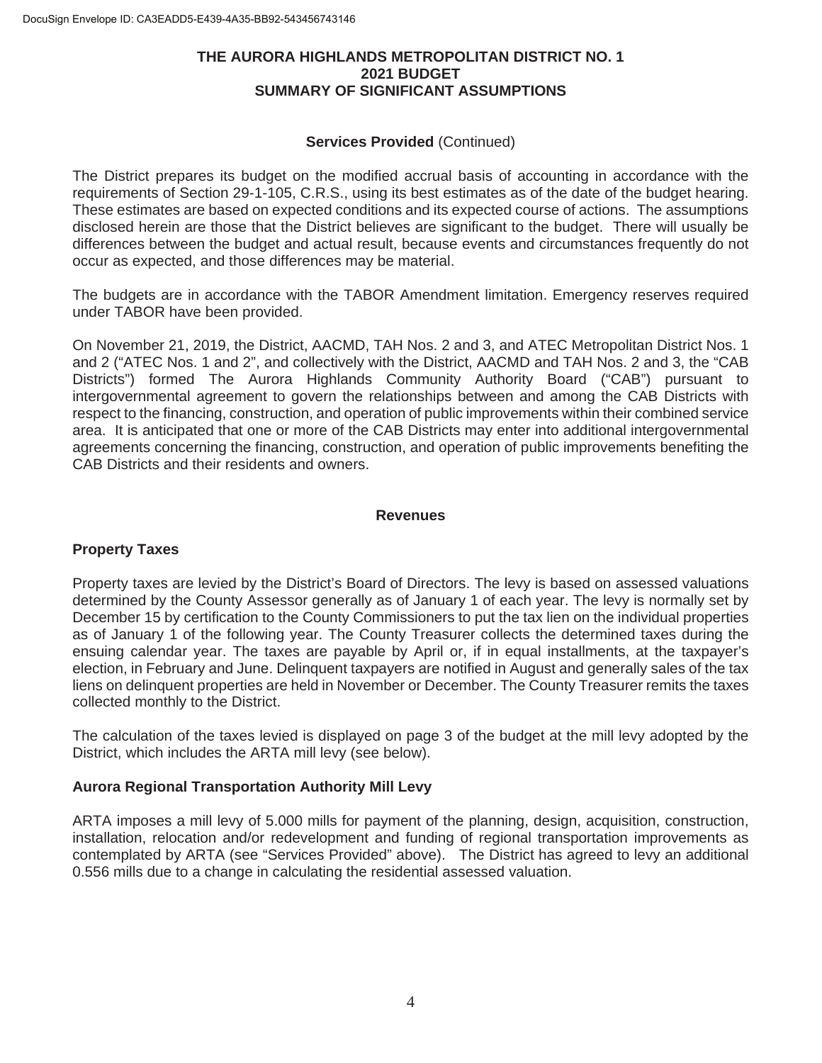# THE AURORA HIGHLANDS METROPOLITAN DISTRICT NO. 1
## 2021 BUDGET
## SUMMARY OF SIGNIFICANT ASSUMPTIONS

**Services Provided** (Continued)

The District prepares its budget on the modified accrual basis of accounting in accordance with the requirements of Section 29-1-105, C.R.S., using its best estimates as of the date of the budget hearing. These estimates are based on expected conditions and its expected course of actions. The assumptions disclosed herein are those that the District believes are significant to the budget. There will usually be differences between the budget and actual result, because events and circumstances frequently do not occur as expected, and those differences may be material.

The budgets are in accordance with the TABOR Amendment limitation. Emergency reserves required under TABOR have been provided.

On November 21, 2019, the District, AACMD, TAH Nos. 2 and 3, and ATEC Metropolitan District Nos. 1 and 2 ("ATEC Nos. 1 and 2", and collectively with the District, AACMD and TAH Nos. 2 and 3, the "CAB Districts") formed The Aurora Highlands Community Authority Board ("CAB") pursuant to intergovernmental agreement to govern the relationships between and among the CAB Districts with respect to the financing, construction, and operation of public improvements within their combined service area. It is anticipated that one or more of the CAB Districts may enter into additional intergovernmental agreements concerning the financing, construction, and operation of public improvements benefiting the CAB Districts and their residents and owners.

**Revenues**

### Property Taxes

Property taxes are levied by the District's Board of Directors. The levy is based on assessed valuations determined by the County Assessor generally as of January 1 of each year. The levy is normally set by December 15 by certification to the County Commissioners to put the tax lien on the individual properties as of January 1 of the following year. The County Treasurer collects the determined taxes during the ensuing calendar year. The taxes are payable by April or, if in equal installments, at the taxpayer's election, in February and June. Delinquent taxpayers are notified in August and generally sales of the tax liens on delinquent properties are held in November or December. The County Treasurer remits the taxes collected monthly to the District.

The calculation of the taxes levied is displayed on page 3 of the budget at the mill levy adopted by the District, which includes the ARTA mill levy (see below).

### Aurora Regional Transportation Authority Mill Levy

ARTA imposes a mill levy of 5.000 mills for payment of the planning, design, acquisition, construction, installation, relocation and/or redevelopment and funding of regional transportation improvements as contemplated by ARTA (see "Services Provided" above). The District has agreed to levy an additional 0.556 mills due to a change in calculating the residential assessed valuation.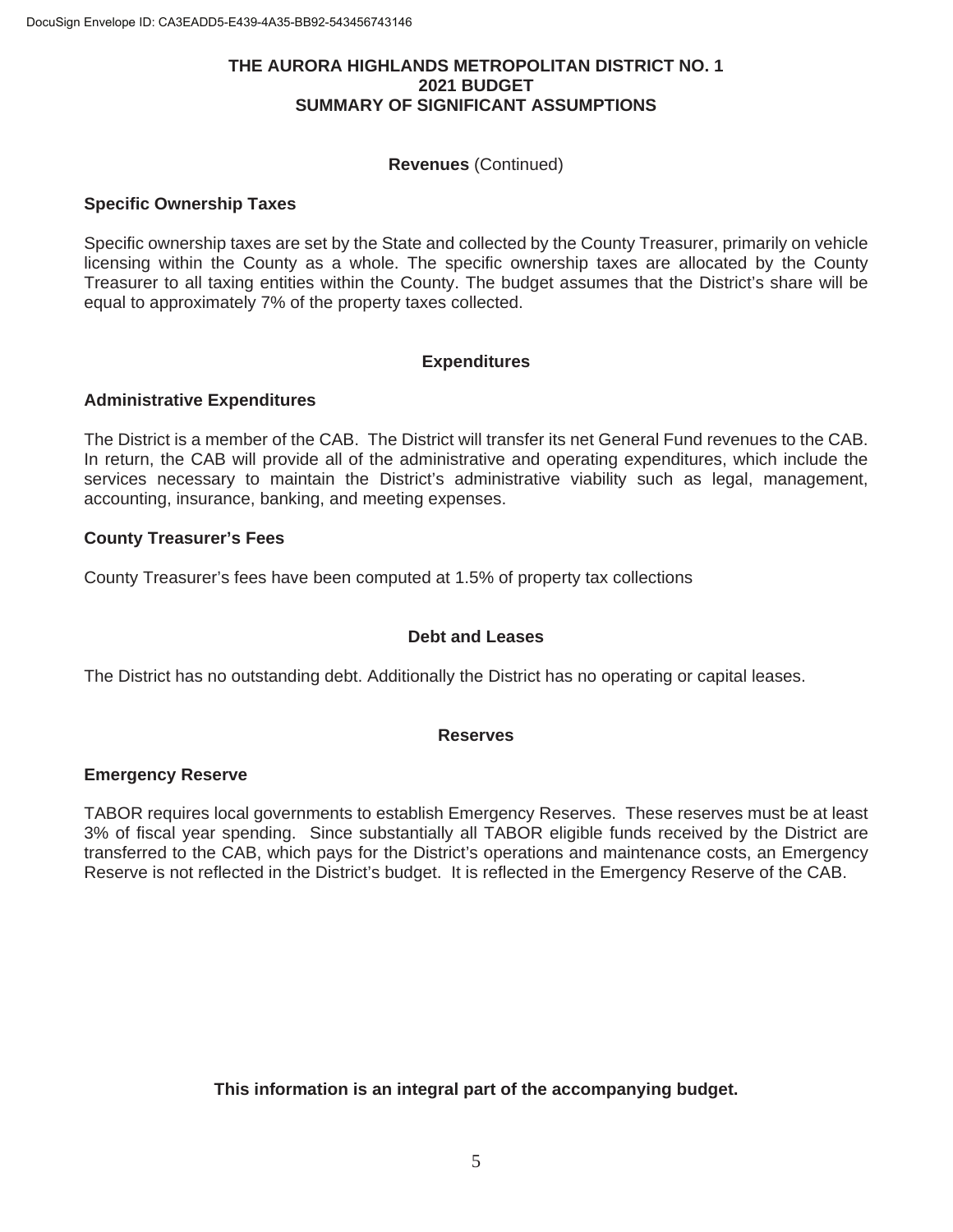# THE AURORA HIGHLANDS METROPOLITAN DISTRICT NO. 1
## 2021 BUDGET
## SUMMARY OF SIGNIFICANT ASSUMPTIONS

**Revenues** (Continued)

### Specific Ownership Taxes

Specific ownership taxes are set by the State and collected by the County Treasurer, primarily on vehicle licensing within the County as a whole. The specific ownership taxes are allocated by the County Treasurer to all taxing entities within the County. The budget assumes that the District's share will be equal to approximately 7% of the property taxes collected.

## Expenditures

### Administrative Expenditures

The District is a member of the CAB. The District will transfer its net General Fund revenues to the CAB. In return, the CAB will provide all of the administrative and operating expenditures, which include the services necessary to maintain the District's administrative viability such as legal, management, accounting, insurance, banking, and meeting expenses.

### County Treasurer's Fees

County Treasurer's fees have been computed at 1.5% of property tax collections

## Debt and Leases

The District has no outstanding debt. Additionally the District has no operating or capital leases.

## Reserves

### Emergency Reserve

TABOR requires local governments to establish Emergency Reserves. These reserves must be at least 3% of fiscal year spending. Since substantially all TABOR eligible funds received by the District are transferred to the CAB, which pays for the District's operations and maintenance costs, an Emergency Reserve is not reflected in the District's budget. It is reflected in the Emergency Reserve of the CAB.

**This information is an integral part of the accompanying budget.**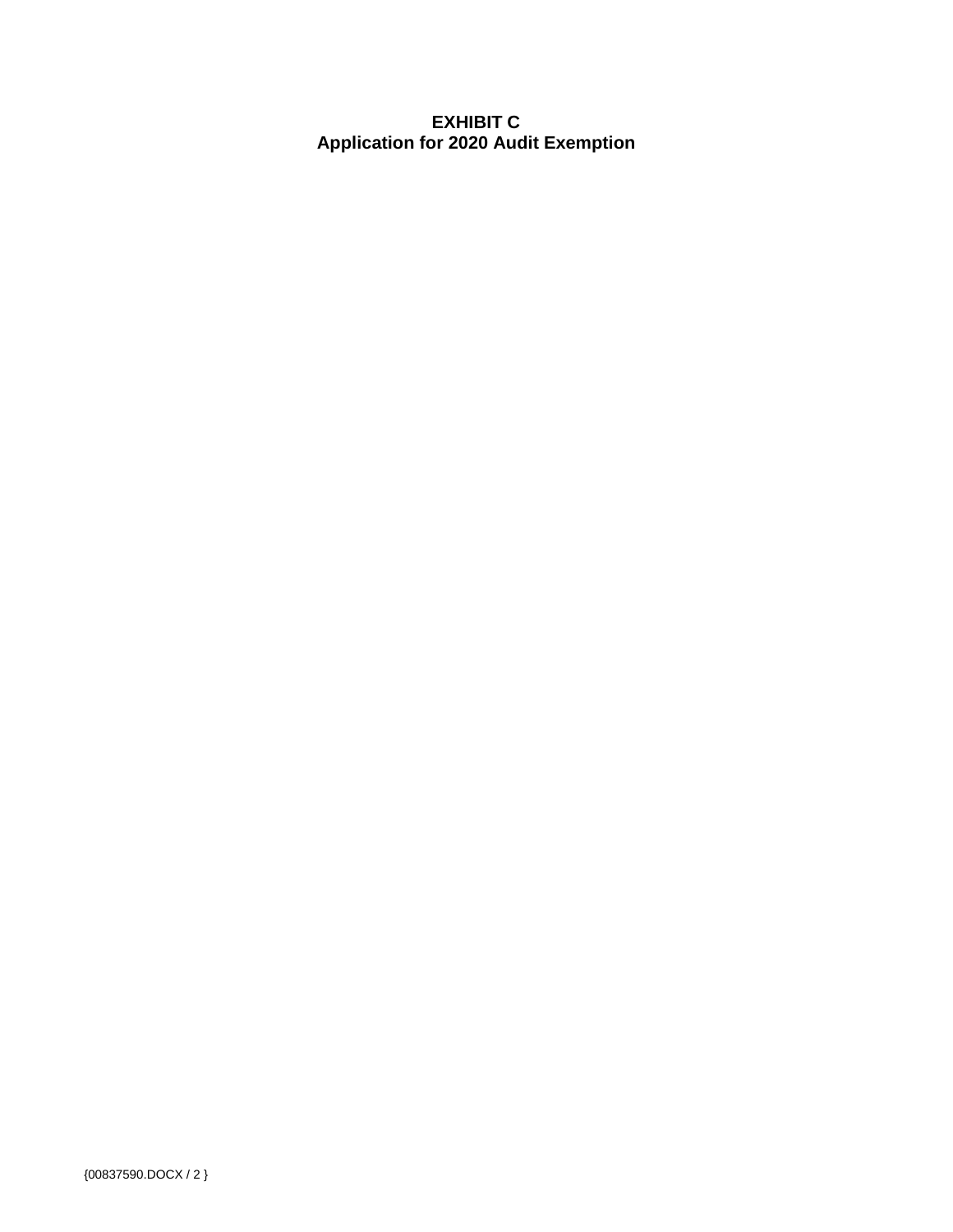**EXHIBIT C**
**Application for 2020 Audit Exemption**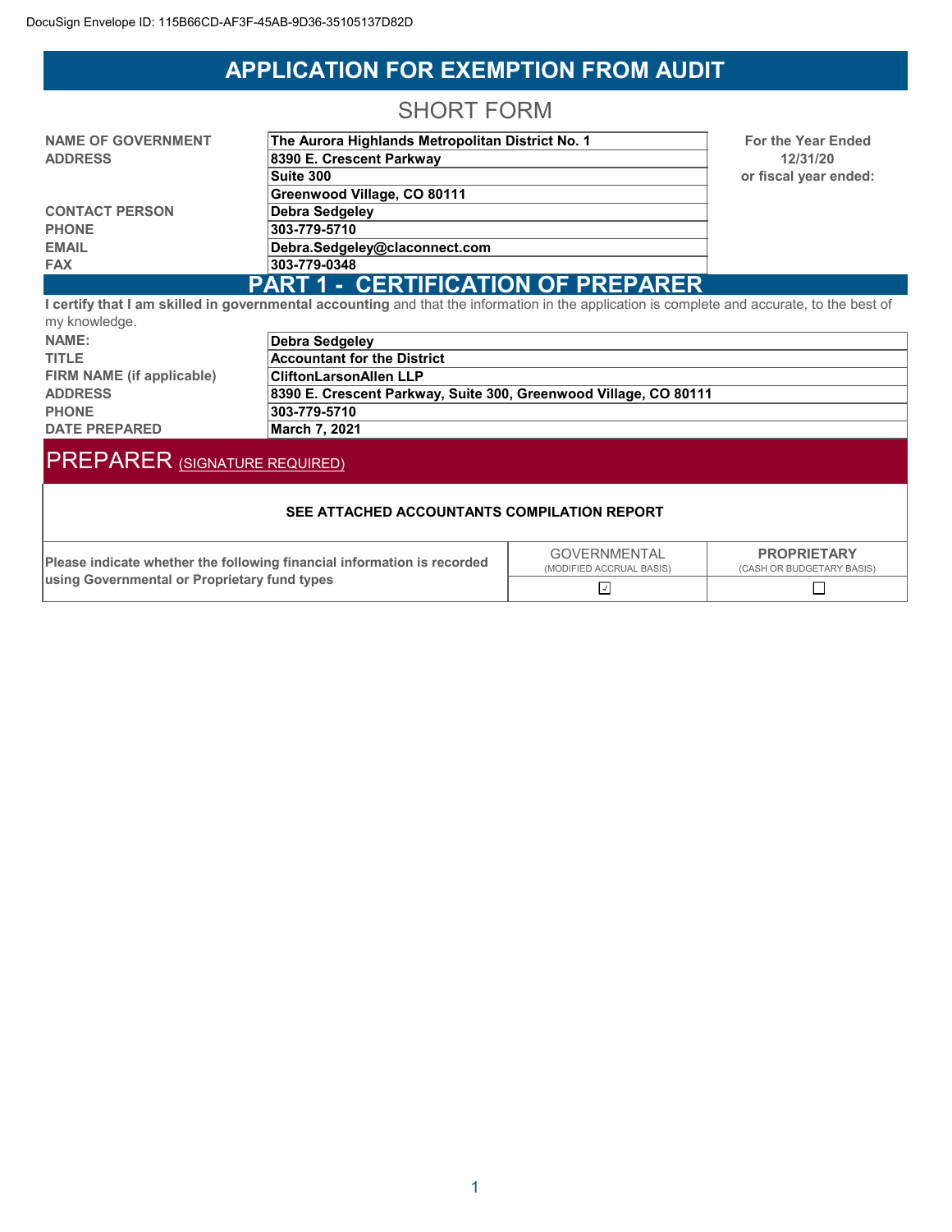DocuSign Envelope ID: 115B66CD-AF3F-45AB-9D36-35105137D82D

# APPLICATION FOR EXEMPTION FROM AUDIT

## SHORT FORM

| | | |
|---|---|---|
| **NAME OF GOVERNMENT** | **The Aurora Highlands Metropolitan District No. 1** | **For the Year Ended** |
| **ADDRESS** | **8390 E. Crescent Parkway** | **12/31/20** |
| | **Suite 300** | **or fiscal year ended:** |
| | **Greenwood Village, CO 80111** | |
| **CONTACT PERSON** | **Debra Sedgeley** | |
| **PHONE** | **303-779-5710** | |
| **EMAIL** | **Debra.Sedgeley@claconnect.com** | |
| **FAX** | **303-779-0348** | |

## PART 1 - CERTIFICATION OF PREPARER

**I certify that I am skilled in governmental accounting** and that the information in the application is complete and accurate, to the best of my knowledge.

| | |
|---|---|
| **NAME:** | **Debra Sedgeley** |
| **TITLE** | **Accountant for the District** |
| **FIRM NAME (if applicable)** | **CliftonLarsonAllen LLP** |
| **ADDRESS** | **8390 E. Crescent Parkway, Suite 300, Greenwood Village, CO 80111** |
| **PHONE** | **303-779-5710** |
| **DATE PREPARED** | **March 7, 2021** |

## PREPARER (SIGNATURE REQUIRED)

**SEE ATTACHED ACCOUNTANTS COMPILATION REPORT**

| **Please indicate whether the following financial information is recorded using Governmental or Proprietary fund types** | GOVERNMENTAL (MODIFIED ACCRUAL BASIS) | **PROPRIETARY** (CASH OR BUDGETARY BASIS) |
|---|---|---|
| | ☑ | ☐ |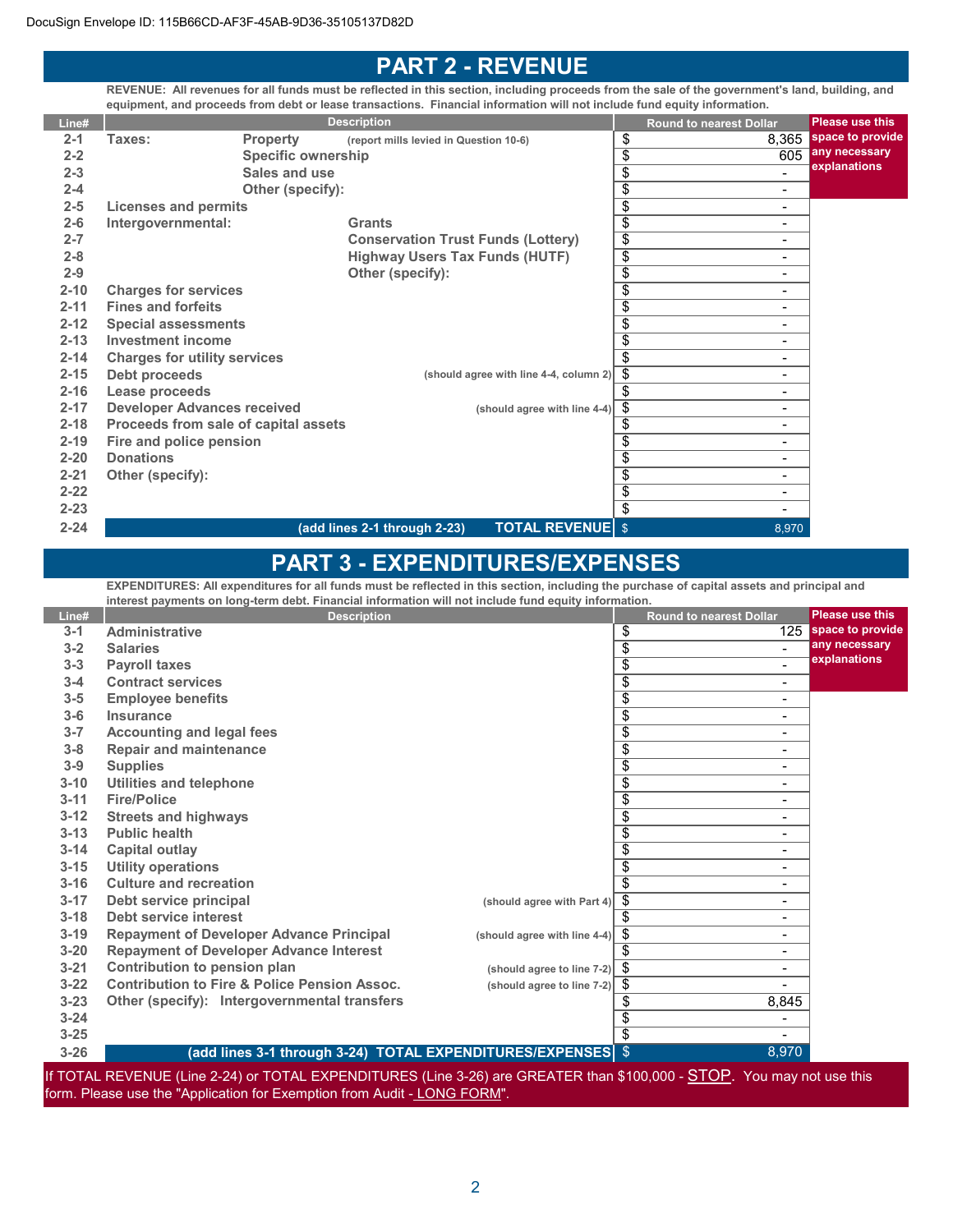DocuSign Envelope ID: 115B66CD-AF3F-45AB-9D36-35105137D82D

# PART 2 - REVENUE

**REVENUE: All revenues for all funds must be reflected in this section, including proceeds from the sale of the government's land, building, and equipment, and proceeds from debt or lease transactions. Financial information will not include fund equity information.**

| Line# | Description | | | Round to nearest Dollar | Please use this space to provide any necessary explanations |
|---|---|---|---|---|---|
| 2-1 | Taxes: | Property | (report mills levied in Question 10-6) | $ 8,365 | |
| 2-2 | | Specific ownership | | $ 605 | |
| 2-3 | | Sales and use | | $ - | |
| 2-4 | | Other (specify): | | $ - | |
| 2-5 | Licenses and permits | | | $ - | |
| 2-6 | Intergovernmental: | | Grants | $ - | |
| 2-7 | | | Conservation Trust Funds (Lottery) | $ - | |
| 2-8 | | | Highway Users Tax Funds (HUTF) | $ - | |
| 2-9 | | | Other (specify): | $ - | |
| 2-10 | Charges for services | | | $ - | |
| 2-11 | Fines and forfeits | | | $ - | |
| 2-12 | Special assessments | | | $ - | |
| 2-13 | Investment income | | | $ - | |
| 2-14 | Charges for utility services | | | $ - | |
| 2-15 | Debt proceeds | | (should agree with line 4-4, column 2) | $ - | |
| 2-16 | Lease proceeds | | | $ - | |
| 2-17 | Developer Advances received | | (should agree with line 4-4) | $ - | |
| 2-18 | Proceeds from sale of capital assets | | | $ - | |
| 2-19 | Fire and police pension | | | $ - | |
| 2-20 | Donations | | | $ - | |
| 2-21 | Other (specify): | | | $ - | |
| 2-22 | | | | $ - | |
| 2-23 | | | | $ - | |
| 2-24 | | (add lines 2-1 through 2-23) | **TOTAL REVENUE** | $ 8,970 | |

# PART 3 - EXPENDITURES/EXPENSES

**EXPENDITURES: All expenditures for all funds must be reflected in this section, including the purchase of capital assets and principal and interest payments on long-term debt. Financial information will not include fund equity information.**

| Line# | Description | | Round to nearest Dollar | Please use this space to provide any necessary explanations |
|---|---|---|---|---|
| 3-1 | Administrative | | $ 125 | |
| 3-2 | Salaries | | $ - | |
| 3-3 | Payroll taxes | | $ - | |
| 3-4 | Contract services | | $ - | |
| 3-5 | Employee benefits | | $ - | |
| 3-6 | Insurance | | $ - | |
| 3-7 | Accounting and legal fees | | $ - | |
| 3-8 | Repair and maintenance | | $ - | |
| 3-9 | Supplies | | $ - | |
| 3-10 | Utilities and telephone | | $ - | |
| 3-11 | Fire/Police | | $ - | |
| 3-12 | Streets and highways | | $ - | |
| 3-13 | Public health | | $ - | |
| 3-14 | Capital outlay | | $ - | |
| 3-15 | Utility operations | | $ - | |
| 3-16 | Culture and recreation | | $ - | |
| 3-17 | Debt service principal | (should agree with Part 4) | $ - | |
| 3-18 | Debt service interest | | $ - | |
| 3-19 | Repayment of Developer Advance Principal | (should agree with line 4-4) | $ - | |
| 3-20 | Repayment of Developer Advance Interest | | $ - | |
| 3-21 | Contribution to pension plan | (should agree to line 7-2) | $ - | |
| 3-22 | Contribution to Fire & Police Pension Assoc. | (should agree to line 7-2) | $ - | |
| 3-23 | Other (specify): Intergovernmental transfers | | $ 8,845 | |
| 3-24 | | | $ - | |
| 3-25 | | | $ - | |
| 3-26 | (add lines 3-1 through 3-24) **TOTAL EXPENDITURES/EXPENSES** | | $ 8,970 | |

If TOTAL REVENUE (Line 2-24) or TOTAL EXPENDITURES (Line 3-26) are GREATER than $100,000 - STOP. You may not use this form. Please use the "Application for Exemption from Audit - LONG FORM".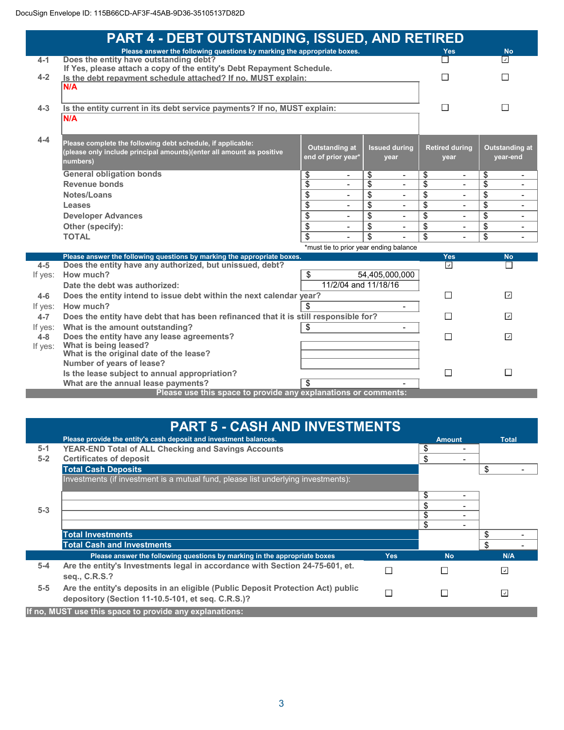DocuSign Envelope ID: 115B66CD-AF3F-45AB-9D36-35105137D82D

# PART 4 - DEBT OUTSTANDING, ISSUED, AND RETIRED

Please answer the following questions by marking the appropriate boxes.

| | | Yes | No |
|---|---|---|---|
| 4-1 | Does the entity have outstanding debt? If Yes, please attach a copy of the entity's Debt Repayment Schedule. | ☐ | ☑ |
| 4-2 | Is the debt repayment schedule attached? If no, MUST explain: N/A | ☐ | ☐ |
| 4-3 | Is the entity current in its debt service payments? If no, MUST explain: N/A | ☐ | ☐ |

4-4 Please complete the following debt schedule, if applicable: (please only include principal amounts)(enter all amount as positive numbers)

| | Outstanding at end of prior year* | Issued during year | Retired during year | Outstanding at year-end |
|---|---|---|---|---|
| General obligation bonds | $ - | $ - | $ - | $ - |
| Revenue bonds | $ - | $ - | $ - | $ - |
| Notes/Loans | $ - | $ - | $ - | $ - |
| Leases | $ - | $ - | $ - | $ - |
| Developer Advances | $ - | $ - | $ - | $ - |
| Other (specify): | $ - | $ - | $ - | $ - |
| TOTAL | $ - | $ - | $ - | $ - |

*must tie to prior year ending balance

Please answer the following questions by marking the appropriate boxes.

| | | | Yes | No |
|---|---|---|---|---|
| 4-5 | Does the entity have any authorized, but unissued, debt? | | ☑ | ☐ |
| If yes: | How much? | $ 54,405,000,000 | | |
| | Date the debt was authorized: | 11/2/04 and 11/18/16 | | |
| 4-6 | Does the entity intend to issue debt within the next calendar year? | | ☐ | ☑ |
| If yes: | How much? | $ - | | |
| 4-7 | Does the entity have debt that has been refinanced that it is still responsible for? | | ☐ | ☑ |
| If yes: | What is the amount outstanding? | $ - | | |
| 4-8 | Does the entity have any lease agreements? | | ☐ | ☑ |
| If yes: | What is being leased? | | | |
| | What is the original date of the lease? | | | |
| | Number of years of lease? | | | |
| | Is the lease subject to annual appropriation? | | ☐ | ☐ |
| | What are the annual lease payments? | $ - | | |

Please use this space to provide any explanations or comments:

# PART 5 - CASH AND INVESTMENTS

Please provide the entity's cash deposit and investment balances.

| | | Amount | Total |
|---|---|---|---|
| 5-1 | YEAR-END Total of ALL Checking and Savings Accounts | $ - | |
| 5-2 | Certificates of deposit | $ - | |
| | **Total Cash Deposits** | | $ - |
| | Investments (if investment is a mutual fund, please list underlying investments): | | |
| 5-3 | | $ - | |
| | | $ - | |
| | | $ - | |
| | | $ - | |
| | **Total Investments** | | $ - |
| | **Total Cash and Investments** | | $ - |

Please answer the following questions by marking in the appropriate boxes

| | | Yes | No | N/A |
|---|---|---|---|---|
| 5-4 | Are the entity's Investments legal in accordance with Section 24-75-601, et. seq., C.R.S.? | ☐ | ☐ | ☑ |
| 5-5 | Are the entity's deposits in an eligible (Public Deposit Protection Act) public depository (Section 11-10.5-101, et seq. C.R.S.)? | ☐ | ☐ | ☑ |

If no, MUST use this space to provide any explanations: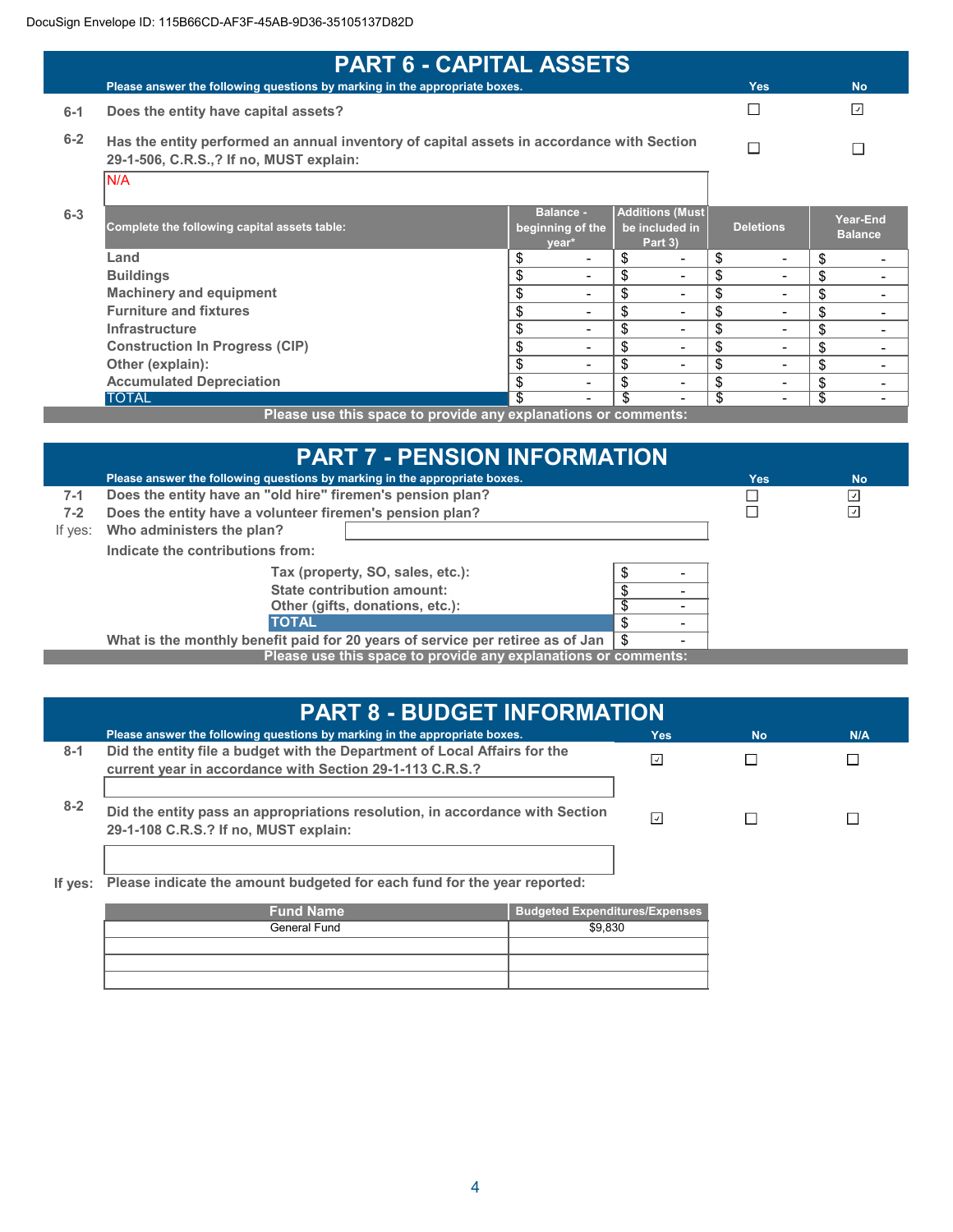DocuSign Envelope ID: 115B66CD-AF3F-45AB-9D36-35105137D82D

# PART 6 - CAPITAL ASSETS

Please answer the following questions by marking in the appropriate boxes.

| | | Yes | No |
|---|---|---|---|
| 6-1 | Does the entity have capital assets? | ☐ | ☑ |
| 6-2 | Has the entity performed an annual inventory of capital assets in accordance with Section 29-1-506, C.R.S.,? If no, MUST explain: | ☐ | ☐ |

N/A

6-3

| Complete the following capital assets table: | Balance - beginning of the year* | Additions (Must be included in Part 3) | Deletions | Year-End Balance |
|---|---|---|---|---|
| Land | $ - | $ - | $ - | $ - |
| Buildings | $ - | $ - | $ - | $ - |
| Machinery and equipment | $ - | $ - | $ - | $ - |
| Furniture and fixtures | $ - | $ - | $ - | $ - |
| Infrastructure | $ - | $ - | $ - | $ - |
| Construction In Progress (CIP) | $ - | $ - | $ - | $ - |
| Other (explain): | $ - | $ - | $ - | $ - |
| Accumulated Depreciation | $ - | $ - | $ - | $ - |
| TOTAL | $ - | $ - | $ - | $ - |

Please use this space to provide any explanations or comments:

# PART 7 - PENSION INFORMATION

Please answer the following questions by marking in the appropriate boxes.

| | | Yes | No |
|---|---|---|---|
| 7-1 | Does the entity have an "old hire" firemen's pension plan? | ☐ | ☑ |
| 7-2 | Does the entity have a volunteer firemen's pension plan? | ☐ | ☑ |

If yes: Who administers the plan?

Indicate the contributions from:

| | |
|---|---|
| Tax (property, SO, sales, etc.): | $ - |
| State contribution amount: | $ - |
| Other (gifts, donations, etc.): | $ - |
| TOTAL | $ - |

What is the monthly benefit paid for 20 years of service per retiree as of Jan: $ -

Please use this space to provide any explanations or comments:

# PART 8 - BUDGET INFORMATION

Please answer the following questions by marking in the appropriate boxes.

| | | Yes | No | N/A |
|---|---|---|---|---|
| 8-1 | Did the entity file a budget with the Department of Local Affairs for the current year in accordance with Section 29-1-113 C.R.S.? | ☑ | ☐ | ☐ |
| 8-2 | Did the entity pass an appropriations resolution, in accordance with Section 29-1-108 C.R.S.? If no, MUST explain: | ☑ | ☐ | ☐ |

If yes: Please indicate the amount budgeted for each fund for the year reported:

| Fund Name | Budgeted Expenditures/Expenses |
|---|---|
| General Fund | $9,830 |
| | |
| | |
| | |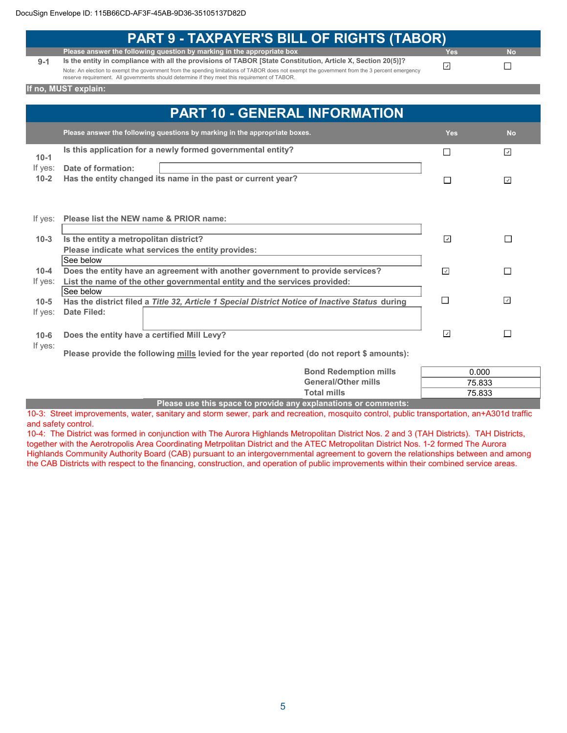DocuSign Envelope ID: 115B66CD-AF3F-45AB-9D36-35105137D82D

# PART 9 - TAXPAYER'S BILL OF RIGHTS (TABOR)

| | Please answer the following question by marking in the appropriate box | Yes | No |
|---|---|---|---|
| 9-1 | Is the entity in compliance with all the provisions of TABOR [State Constitution, Article X, Section 20(5)]?<br>Note: An election to exempt the government from the spending limitations of TABOR does not exempt the government from the 3 percent emergency reserve requirement. All governments should determine if they meet this requirement of TABOR. | ☑ | ☐ |

**If no, MUST explain:**

# PART 10 - GENERAL INFORMATION

| | Please answer the following questions by marking in the appropriate boxes. | Yes | No |
|---|---|---|---|
| 10-1 | Is this application for a newly formed governmental entity? | ☐ | ☑ |
| If yes: | Date of formation: | | |
| 10-2 | Has the entity changed its name in the past or current year? | ☐ | ☑ |
| If yes: | Please list the NEW name & PRIOR name: | | |
| 10-3 | Is the entity a metropolitan district?<br>Please indicate what services the entity provides:<br>See below | ☑ | ☐ |
| 10-4 | Does the entity have an agreement with another government to provide services? | ☑ | ☐ |
| If yes: | List the name of the other governmental entity and the services provided:<br>See below | | |
| 10-5 | Has the district filed a *Title 32, Article 1 Special District Notice of Inactive Status* during | ☐ | ☑ |
| If yes: | Date Filed: | | |
| 10-6 | Does the entity have a certified Mill Levy? | ☑ | ☐ |
| If yes: | Please provide the following mills levied for the year reported (do not report $ amounts): | | |

| | |
|---|---|
| Bond Redemption mills | 0.000 |
| General/Other mills | 75.833 |
| Total mills | 75.833 |

**Please use this space to provide any explanations or comments:**

10-3: Street improvements, water, sanitary and storm sewer, park and recreation, mosquito control, public transportation, an+A301d traffic and safety control.

10-4: The District was formed in conjunction with The Aurora Highlands Metropolitan District Nos. 2 and 3 (TAH Districts). TAH Districts, together with the Aerotropolis Area Coordinating Metrpolitan District and the ATEC Metropolitan District Nos. 1-2 formed The Aurora Highlands Community Authority Board (CAB) pursuant to an intergovernmental agreement to govern the relationships between and among the CAB Districts with respect to the financing, construction, and operation of public improvements within their combined service areas.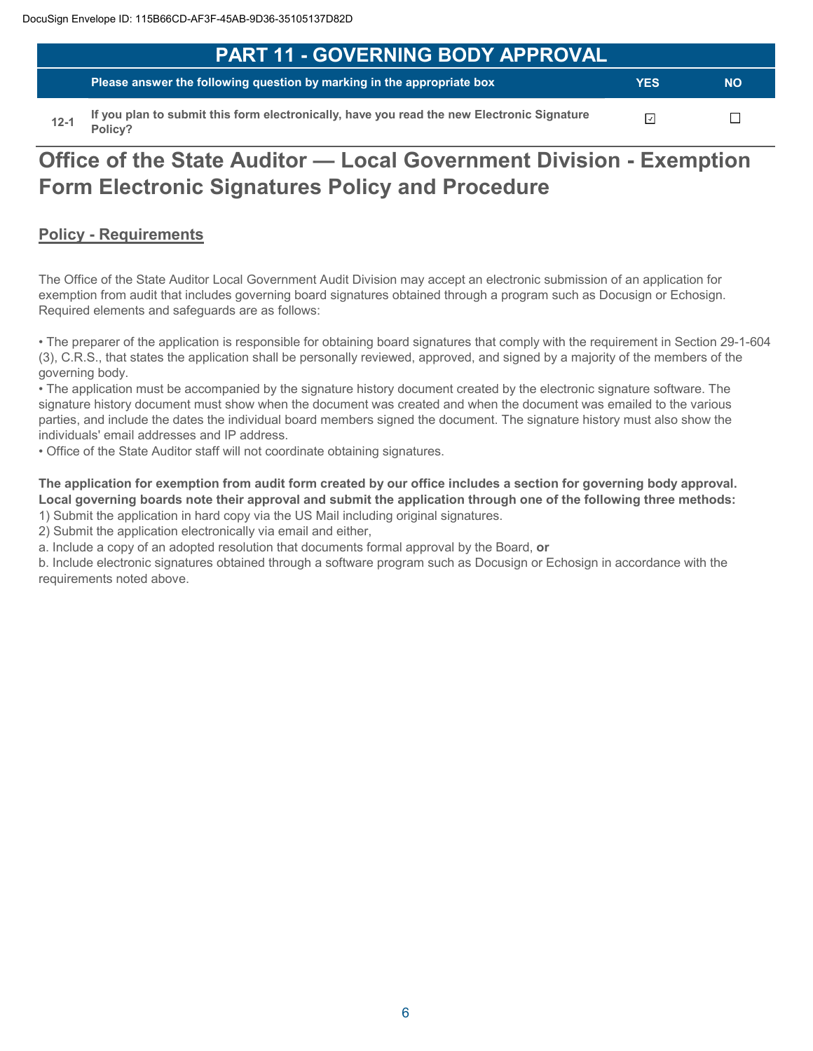# PART 11 - GOVERNING BODY APPROVAL

| | Please answer the following question by marking in the appropriate box | YES | NO |
|---|---|---|---|
| 12-1 | If you plan to submit this form electronically, have you read the new Electronic Signature Policy? | ☑ | ☐ |

# Office of the State Auditor — Local Government Division - Exemption Form Electronic Signatures Policy and Procedure

## Policy - Requirements

The Office of the State Auditor Local Government Audit Division may accept an electronic submission of an application for exemption from audit that includes governing board signatures obtained through a program such as Docusign or Echosign. Required elements and safeguards are as follows:

• The preparer of the application is responsible for obtaining board signatures that comply with the requirement in Section 29-1-604 (3), C.R.S., that states the application shall be personally reviewed, approved, and signed by a majority of the members of the governing body.
• The application must be accompanied by the signature history document created by the electronic signature software. The signature history document must show when the document was created and when the document was emailed to the various parties, and include the dates the individual board members signed the document. The signature history must also show the individuals' email addresses and IP address.
• Office of the State Auditor staff will not coordinate obtaining signatures.

**The application for exemption from audit form created by our office includes a section for governing body approval. Local governing boards note their approval and submit the application through one of the following three methods:**
1) Submit the application in hard copy via the US Mail including original signatures.
2) Submit the application electronically via email and either,
a. Include a copy of an adopted resolution that documents formal approval by the Board, **or**
b. Include electronic signatures obtained through a software program such as Docusign or Echosign in accordance with the requirements noted above.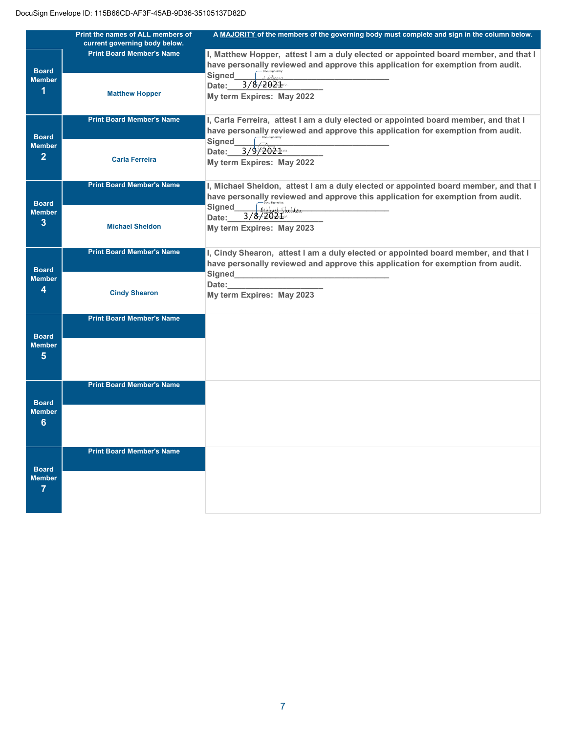DocuSign Envelope ID: 115B66CD-AF3F-45AB-9D36-35105137D82D

| | Print the names of ALL members of current governing body below. | A MAJORITY of the members of the governing body must complete and sign in the column below. |
|---|---|---|
| Board Member 1 | Print Board Member's Name<br>Matthew Hopper | I, Matthew Hopper, attest I am a duly elected or appointed board member, and that I have personally reviewed and approve this application for exemption from audit.<br>Signed_______________<br>Date: 3/8/2021<br>My term Expires: May 2022 |
| Board Member 2 | Print Board Member's Name<br>Carla Ferreira | I, Carla Ferreira, attest I am a duly elected or appointed board member, and that I have personally reviewed and approve this application for exemption from audit.<br>Signed_______________<br>Date: 3/9/2021<br>My term Expires: May 2022 |
| Board Member 3 | Print Board Member's Name<br>Michael Sheldon | I, Michael Sheldon, attest I am a duly elected or appointed board member, and that I have personally reviewed and approve this application for exemption from audit.<br>Signed_______________<br>Date: 3/8/2021<br>My term Expires: May 2023 |
| Board Member 4 | Print Board Member's Name<br>Cindy Shearon | I, Cindy Shearon, attest I am a duly elected or appointed board member, and that I have personally reviewed and approve this application for exemption from audit.<br>Signed_______________<br>Date:_______________<br>My term Expires: May 2023 |
| Board Member 5 | Print Board Member's Name | |
| Board Member 6 | Print Board Member's Name | |
| Board Member 7 | Print Board Member's Name | |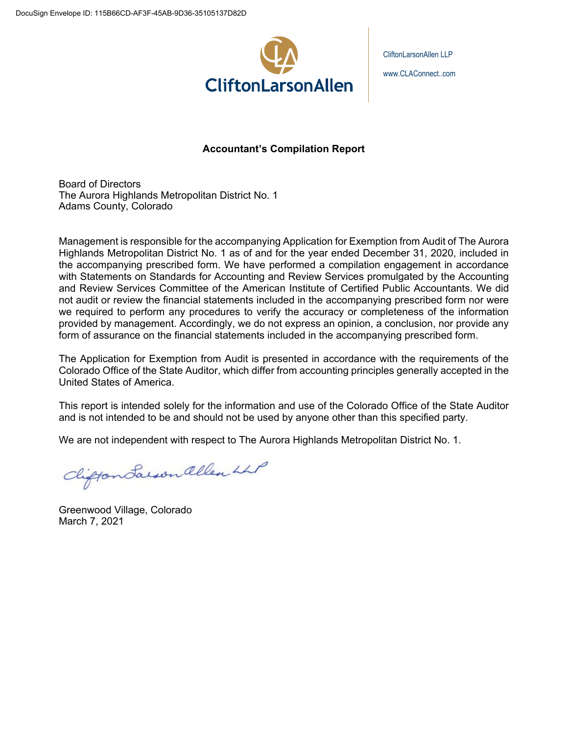DocuSign Envelope ID: 115B66CD-AF3F-45AB-9D36-35105137D82D

CliftonLarsonAllen

CliftonLarsonAllen LLP

www.CLAConnect..com

## Accountant's Compilation Report

Board of Directors
The Aurora Highlands Metropolitan District No. 1
Adams County, Colorado

Management is responsible for the accompanying Application for Exemption from Audit of The Aurora Highlands Metropolitan District No. 1 as of and for the year ended December 31, 2020, included in the accompanying prescribed form. We have performed a compilation engagement in accordance with Statements on Standards for Accounting and Review Services promulgated by the Accounting and Review Services Committee of the American Institute of Certified Public Accountants. We did not audit or review the financial statements included in the accompanying prescribed form nor were we required to perform any procedures to verify the accuracy or completeness of the information provided by management. Accordingly, we do not express an opinion, a conclusion, nor provide any form of assurance on the financial statements included in the accompanying prescribed form.

The Application for Exemption from Audit is presented in accordance with the requirements of the Colorado Office of the State Auditor, which differ from accounting principles generally accepted in the United States of America.

This report is intended solely for the information and use of the Colorado Office of the State Auditor and is not intended to be and should not be used by anyone other than this specified party.

We are not independent with respect to The Aurora Highlands Metropolitan District No. 1.

CliftonLarsonAllen LLP

Greenwood Village, Colorado
March 7, 2021